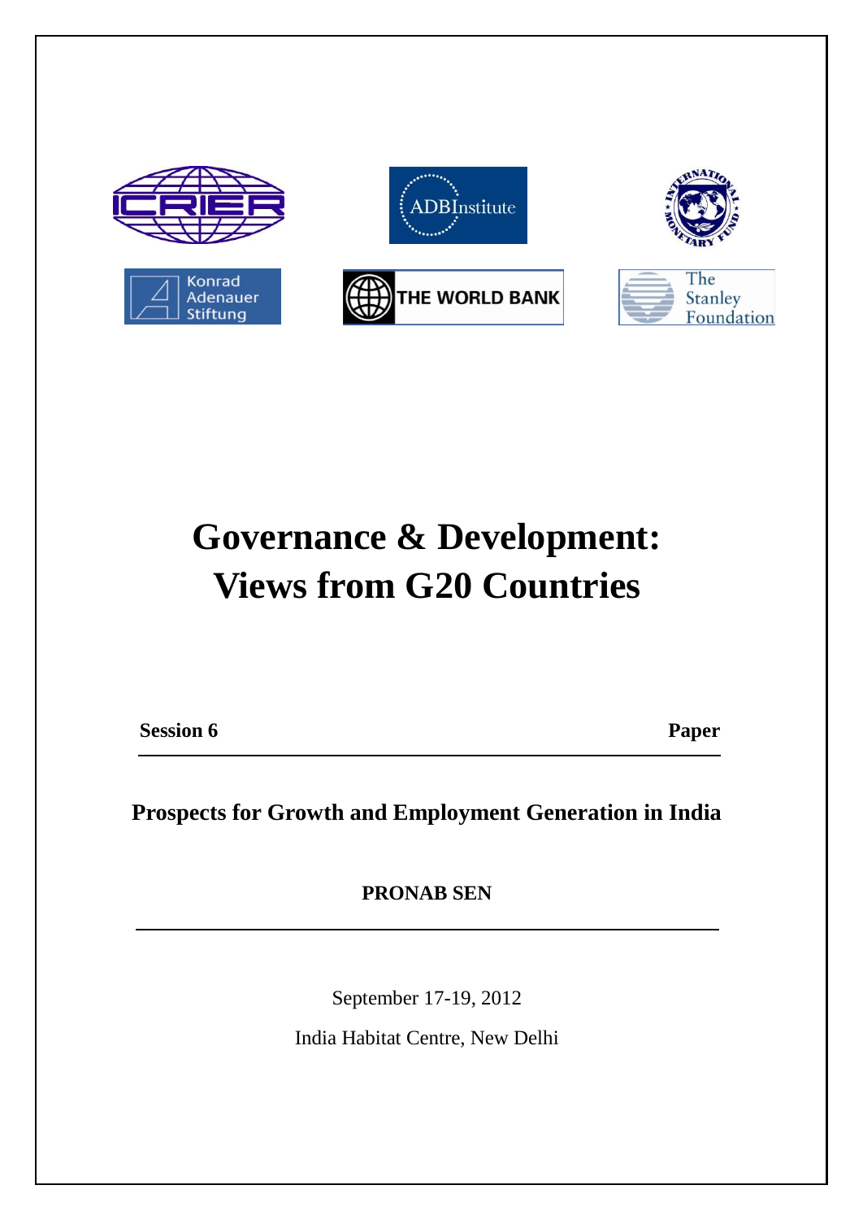# Governance & Development: Views from G20 Countries

**Session 6** **Paper**

## Prospects for Growth and Employment Generation in India

**PRONAB SEN**

September 17-19, 2012

India Habitat Centre, New Delhi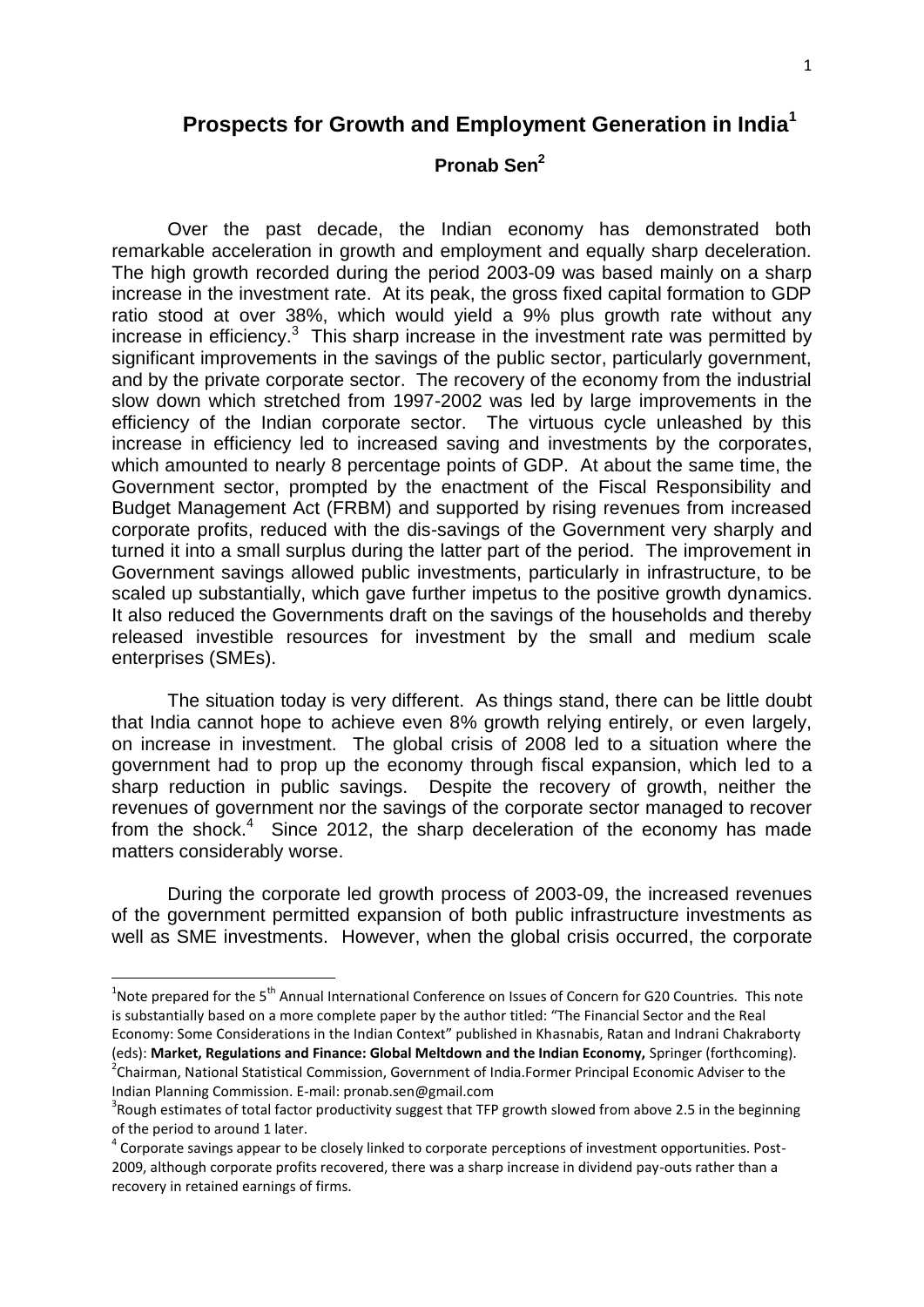# Prospects for Growth and Employment Generation in India[1]

**Pronab Sen[2]**

Over the past decade, the Indian economy has demonstrated both remarkable acceleration in growth and employment and equally sharp deceleration. The high growth recorded during the period 2003-09 was based mainly on a sharp increase in the investment rate. At its peak, the gross fixed capital formation to GDP ratio stood at over 38%, which would yield a 9% plus growth rate without any increase in efficiency.[3] This sharp increase in the investment rate was permitted by significant improvements in the savings of the public sector, particularly government, and by the private corporate sector. The recovery of the economy from the industrial slow down which stretched from 1997-2002 was led by large improvements in the efficiency of the Indian corporate sector. The virtuous cycle unleashed by this increase in efficiency led to increased saving and investments by the corporates, which amounted to nearly 8 percentage points of GDP. At about the same time, the Government sector, prompted by the enactment of the Fiscal Responsibility and Budget Management Act (FRBM) and supported by rising revenues from increased corporate profits, reduced with the dis-savings of the Government very sharply and turned it into a small surplus during the latter part of the period. The improvement in Government savings allowed public investments, particularly in infrastructure, to be scaled up substantially, which gave further impetus to the positive growth dynamics. It also reduced the Governments draft on the savings of the households and thereby released investible resources for investment by the small and medium scale enterprises (SMEs).

The situation today is very different. As things stand, there can be little doubt that India cannot hope to achieve even 8% growth relying entirely, or even largely, on increase in investment. The global crisis of 2008 led to a situation where the government had to prop up the economy through fiscal expansion, which led to a sharp reduction in public savings. Despite the recovery of growth, neither the revenues of government nor the savings of the corporate sector managed to recover from the shock.[4] Since 2012, the sharp deceleration of the economy has made matters considerably worse.

During the corporate led growth process of 2003-09, the increased revenues of the government permitted expansion of both public infrastructure investments as well as SME investments. However, when the global crisis occurred, the corporate

---

[1] Note prepared for the 5th Annual International Conference on Issues of Concern for G20 Countries. This note is substantially based on a more complete paper by the author titled: "The Financial Sector and the Real Economy: Some Considerations in the Indian Context" published in Khasnabis, Ratan and Indrani Chakraborty (eds): **Market, Regulations and Finance: Global Meltdown and the Indian Economy,** Springer (forthcoming).

[2] Chairman, National Statistical Commission, Government of India.Former Principal Economic Adviser to the Indian Planning Commission. E-mail: pronab.sen@gmail.com

[3] Rough estimates of total factor productivity suggest that TFP growth slowed from above 2.5 in the beginning of the period to around 1 later.

[4] Corporate savings appear to be closely linked to corporate perceptions of investment opportunities. Post-2009, although corporate profits recovered, there was a sharp increase in dividend pay-outs rather than a recovery in retained earnings of firms.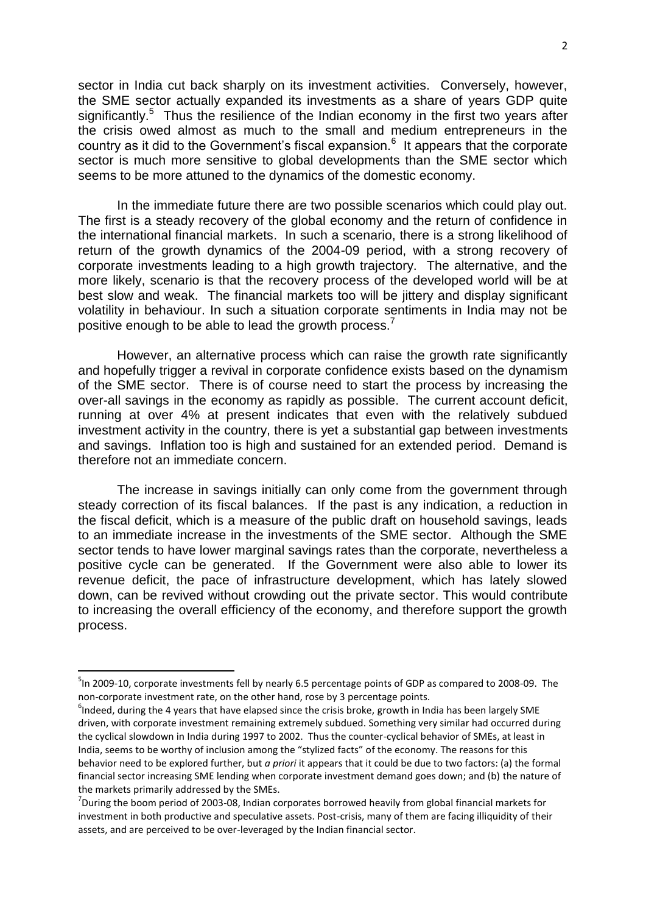sector in India cut back sharply on its investment activities. Conversely, however, the SME sector actually expanded its investments as a share of years GDP quite significantly.[5] Thus the resilience of the Indian economy in the first two years after the crisis owed almost as much to the small and medium entrepreneurs in the country as it did to the Government's fiscal expansion.[6] It appears that the corporate sector is much more sensitive to global developments than the SME sector which seems to be more attuned to the dynamics of the domestic economy.

In the immediate future there are two possible scenarios which could play out. The first is a steady recovery of the global economy and the return of confidence in the international financial markets. In such a scenario, there is a strong likelihood of return of the growth dynamics of the 2004-09 period, with a strong recovery of corporate investments leading to a high growth trajectory. The alternative, and the more likely, scenario is that the recovery process of the developed world will be at best slow and weak. The financial markets too will be jittery and display significant volatility in behaviour. In such a situation corporate sentiments in India may not be positive enough to be able to lead the growth process.[7]

However, an alternative process which can raise the growth rate significantly and hopefully trigger a revival in corporate confidence exists based on the dynamism of the SME sector. There is of course need to start the process by increasing the over-all savings in the economy as rapidly as possible. The current account deficit, running at over 4% at present indicates that even with the relatively subdued investment activity in the country, there is yet a substantial gap between investments and savings. Inflation too is high and sustained for an extended period. Demand is therefore not an immediate concern.

The increase in savings initially can only come from the government through steady correction of its fiscal balances. If the past is any indication, a reduction in the fiscal deficit, which is a measure of the public draft on household savings, leads to an immediate increase in the investments of the SME sector. Although the SME sector tends to have lower marginal savings rates than the corporate, nevertheless a positive cycle can be generated. If the Government were also able to lower its revenue deficit, the pace of infrastructure development, which has lately slowed down, can be revived without crowding out the private sector. This would contribute to increasing the overall efficiency of the economy, and therefore support the growth process.

---

[5] In 2009-10, corporate investments fell by nearly 6.5 percentage points of GDP as compared to 2008-09. The non-corporate investment rate, on the other hand, rose by 3 percentage points.

[6] Indeed, during the 4 years that have elapsed since the crisis broke, growth in India has been largely SME driven, with corporate investment remaining extremely subdued. Something very similar had occurred during the cyclical slowdown in India during 1997 to 2002. Thus the counter-cyclical behavior of SMEs, at least in India, seems to be worthy of inclusion among the "stylized facts" of the economy. The reasons for this behavior need to be explored further, but *a priori* it appears that it could be due to two factors: (a) the formal financial sector increasing SME lending when corporate investment demand goes down; and (b) the nature of the markets primarily addressed by the SMEs.

[7] During the boom period of 2003-08, Indian corporates borrowed heavily from global financial markets for investment in both productive and speculative assets. Post-crisis, many of them are facing illiquidity of their assets, and are perceived to be over-leveraged by the Indian financial sector.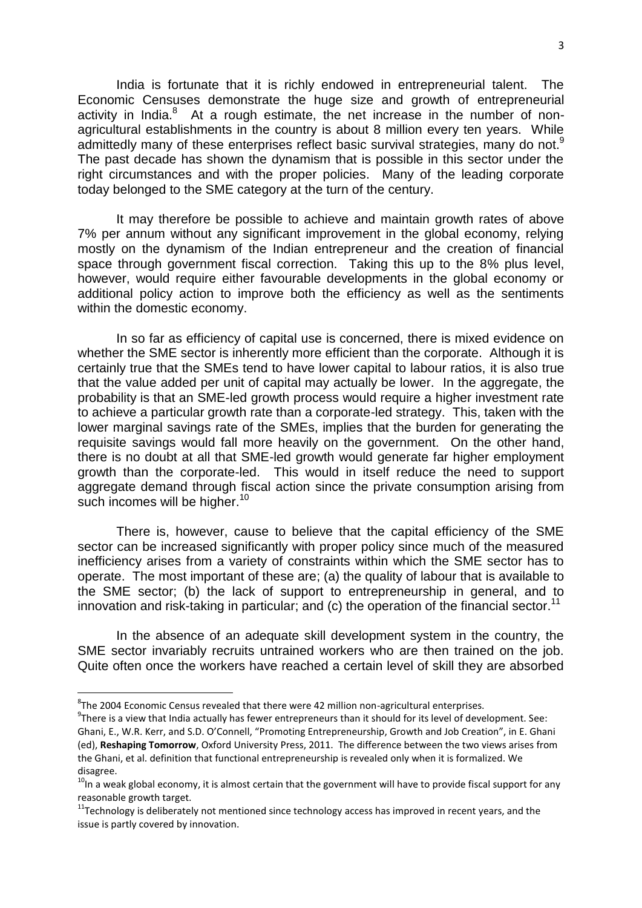India is fortunate that it is richly endowed in entrepreneurial talent. The Economic Censuses demonstrate the huge size and growth of entrepreneurial activity in India.[8] At a rough estimate, the net increase in the number of non-agricultural establishments in the country is about 8 million every ten years. While admittedly many of these enterprises reflect basic survival strategies, many do not.[9] The past decade has shown the dynamism that is possible in this sector under the right circumstances and with the proper policies. Many of the leading corporate today belonged to the SME category at the turn of the century.

It may therefore be possible to achieve and maintain growth rates of above 7% per annum without any significant improvement in the global economy, relying mostly on the dynamism of the Indian entrepreneur and the creation of financial space through government fiscal correction. Taking this up to the 8% plus level, however, would require either favourable developments in the global economy or additional policy action to improve both the efficiency as well as the sentiments within the domestic economy.

In so far as efficiency of capital use is concerned, there is mixed evidence on whether the SME sector is inherently more efficient than the corporate. Although it is certainly true that the SMEs tend to have lower capital to labour ratios, it is also true that the value added per unit of capital may actually be lower. In the aggregate, the probability is that an SME-led growth process would require a higher investment rate to achieve a particular growth rate than a corporate-led strategy. This, taken with the lower marginal savings rate of the SMEs, implies that the burden for generating the requisite savings would fall more heavily on the government. On the other hand, there is no doubt at all that SME-led growth would generate far higher employment growth than the corporate-led. This would in itself reduce the need to support aggregate demand through fiscal action since the private consumption arising from such incomes will be higher.[10]

There is, however, cause to believe that the capital efficiency of the SME sector can be increased significantly with proper policy since much of the measured inefficiency arises from a variety of constraints within which the SME sector has to operate. The most important of these are; (a) the quality of labour that is available to the SME sector; (b) the lack of support to entrepreneurship in general, and to innovation and risk-taking in particular; and (c) the operation of the financial sector.[11]

In the absence of an adequate skill development system in the country, the SME sector invariably recruits untrained workers who are then trained on the job. Quite often once the workers have reached a certain level of skill they are absorbed

---

[8] The 2004 Economic Census revealed that there were 42 million non-agricultural enterprises.

[9] There is a view that India actually has fewer entrepreneurs than it should for its level of development. See: Ghani, E., W.R. Kerr, and S.D. O'Connell, "Promoting Entrepreneurship, Growth and Job Creation", in E. Ghani (ed), **Reshaping Tomorrow**, Oxford University Press, 2011. The difference between the two views arises from the Ghani, et al. definition that functional entrepreneurship is revealed only when it is formalized. We disagree.

[10] In a weak global economy, it is almost certain that the government will have to provide fiscal support for any reasonable growth target.

[11] Technology is deliberately not mentioned since technology access has improved in recent years, and the issue is partly covered by innovation.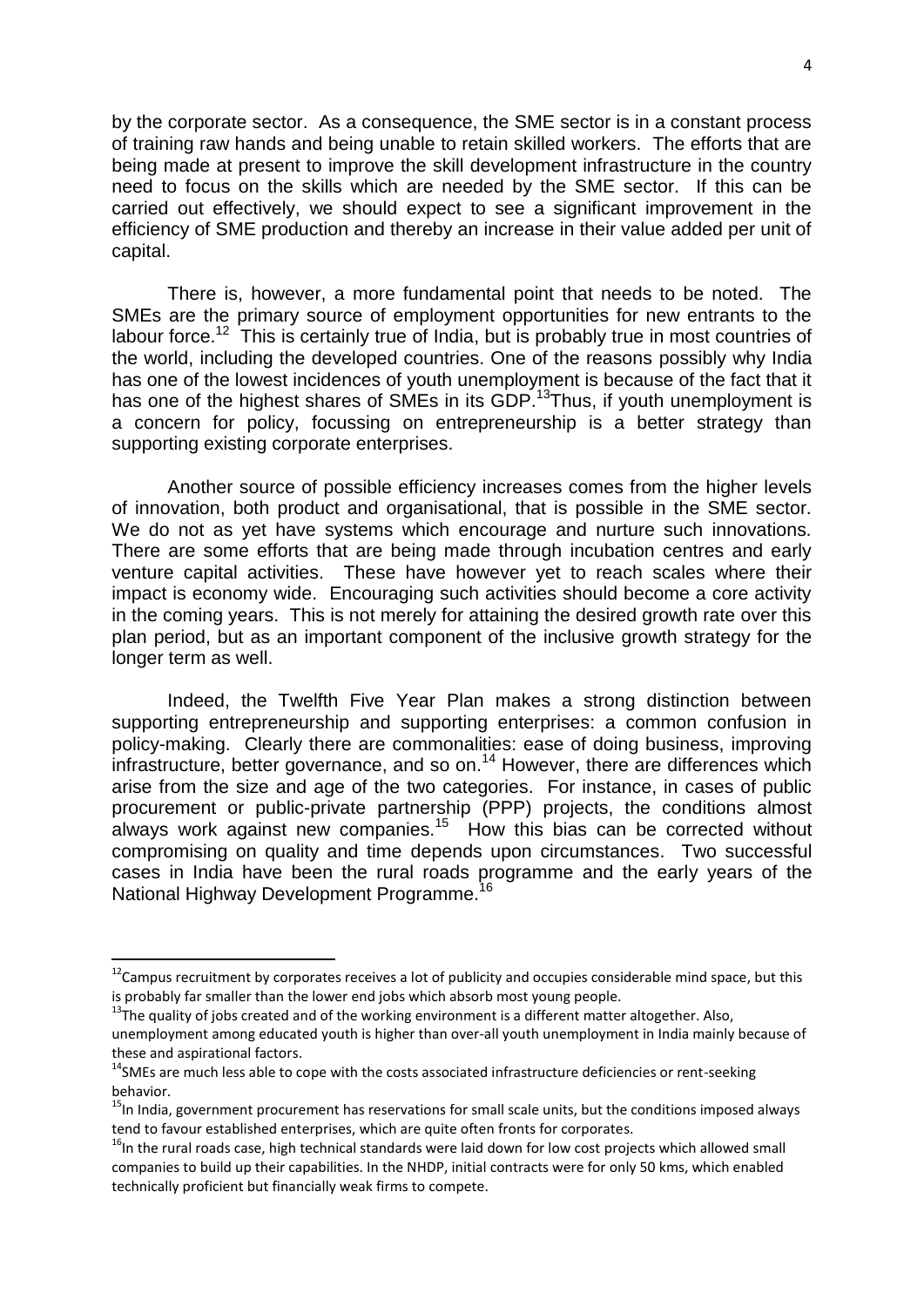by the corporate sector. As a consequence, the SME sector is in a constant process of training raw hands and being unable to retain skilled workers. The efforts that are being made at present to improve the skill development infrastructure in the country need to focus on the skills which are needed by the SME sector. If this can be carried out effectively, we should expect to see a significant improvement in the efficiency of SME production and thereby an increase in their value added per unit of capital.

There is, however, a more fundamental point that needs to be noted. The SMEs are the primary source of employment opportunities for new entrants to the labour force.[12] This is certainly true of India, but is probably true in most countries of the world, including the developed countries. One of the reasons possibly why India has one of the lowest incidences of youth unemployment is because of the fact that it has one of the highest shares of SMEs in its GDP.[13]Thus, if youth unemployment is a concern for policy, focussing on entrepreneurship is a better strategy than supporting existing corporate enterprises.

Another source of possible efficiency increases comes from the higher levels of innovation, both product and organisational, that is possible in the SME sector. We do not as yet have systems which encourage and nurture such innovations. There are some efforts that are being made through incubation centres and early venture capital activities. These have however yet to reach scales where their impact is economy wide. Encouraging such activities should become a core activity in the coming years. This is not merely for attaining the desired growth rate over this plan period, but as an important component of the inclusive growth strategy for the longer term as well.

Indeed, the Twelfth Five Year Plan makes a strong distinction between supporting entrepreneurship and supporting enterprises: a common confusion in policy-making. Clearly there are commonalities: ease of doing business, improving infrastructure, better governance, and so on.[14] However, there are differences which arise from the size and age of the two categories. For instance, in cases of public procurement or public-private partnership (PPP) projects, the conditions almost always work against new companies.[15] How this bias can be corrected without compromising on quality and time depends upon circumstances. Two successful cases in India have been the rural roads programme and the early years of the National Highway Development Programme.[16]

---

[12]Campus recruitment by corporates receives a lot of publicity and occupies considerable mind space, but this is probably far smaller than the lower end jobs which absorb most young people.

[13]The quality of jobs created and of the working environment is a different matter altogether. Also, unemployment among educated youth is higher than over-all youth unemployment in India mainly because of these and aspirational factors.

[14]SMEs are much less able to cope with the costs associated infrastructure deficiencies or rent-seeking behavior.

[15]In India, government procurement has reservations for small scale units, but the conditions imposed always tend to favour established enterprises, which are quite often fronts for corporates.

[16]In the rural roads case, high technical standards were laid down for low cost projects which allowed small companies to build up their capabilities. In the NHDP, initial contracts were for only 50 kms, which enabled technically proficient but financially weak firms to compete.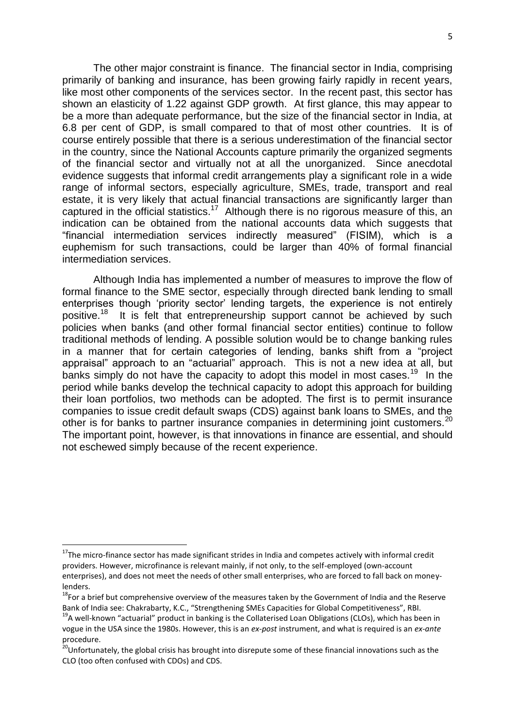The other major constraint is finance. The financial sector in India, comprising primarily of banking and insurance, has been growing fairly rapidly in recent years, like most other components of the services sector. In the recent past, this sector has shown an elasticity of 1.22 against GDP growth. At first glance, this may appear to be a more than adequate performance, but the size of the financial sector in India, at 6.8 per cent of GDP, is small compared to that of most other countries. It is of course entirely possible that there is a serious underestimation of the financial sector in the country, since the National Accounts capture primarily the organized segments of the financial sector and virtually not at all the unorganized. Since anecdotal evidence suggests that informal credit arrangements play a significant role in a wide range of informal sectors, especially agriculture, SMEs, trade, transport and real estate, it is very likely that actual financial transactions are significantly larger than captured in the official statistics.[17] Although there is no rigorous measure of this, an indication can be obtained from the national accounts data which suggests that "financial intermediation services indirectly measured" (FISIM), which is a euphemism for such transactions, could be larger than 40% of formal financial intermediation services.

Although India has implemented a number of measures to improve the flow of formal finance to the SME sector, especially through directed bank lending to small enterprises though 'priority sector' lending targets, the experience is not entirely positive.[18] It is felt that entrepreneurship support cannot be achieved by such policies when banks (and other formal financial sector entities) continue to follow traditional methods of lending. A possible solution would be to change banking rules in a manner that for certain categories of lending, banks shift from a "project appraisal" approach to an "actuarial" approach. This is not a new idea at all, but banks simply do not have the capacity to adopt this model in most cases.[19] In the period while banks develop the technical capacity to adopt this approach for building their loan portfolios, two methods can be adopted. The first is to permit insurance companies to issue credit default swaps (CDS) against bank loans to SMEs, and the other is for banks to partner insurance companies in determining joint customers.[20] The important point, however, is that innovations in finance are essential, and should not eschewed simply because of the recent experience.

---

[17] The micro-finance sector has made significant strides in India and competes actively with informal credit providers. However, microfinance is relevant mainly, if not only, to the self-employed (own-account enterprises), and does not meet the needs of other small enterprises, who are forced to fall back on money-lenders.

[18] For a brief but comprehensive overview of the measures taken by the Government of India and the Reserve Bank of India see: Chakrabarty, K.C., "Strengthening SMEs Capacities for Global Competitiveness", RBI.

[19] A well-known "actuarial" product in banking is the Collaterised Loan Obligations (CLOs), which has been in vogue in the USA since the 1980s. However, this is an *ex-post* instrument, and what is required is an *ex-ante* procedure.

[20] Unfortunately, the global crisis has brought into disrepute some of these financial innovations such as the CLO (too often confused with CDOs) and CDS.